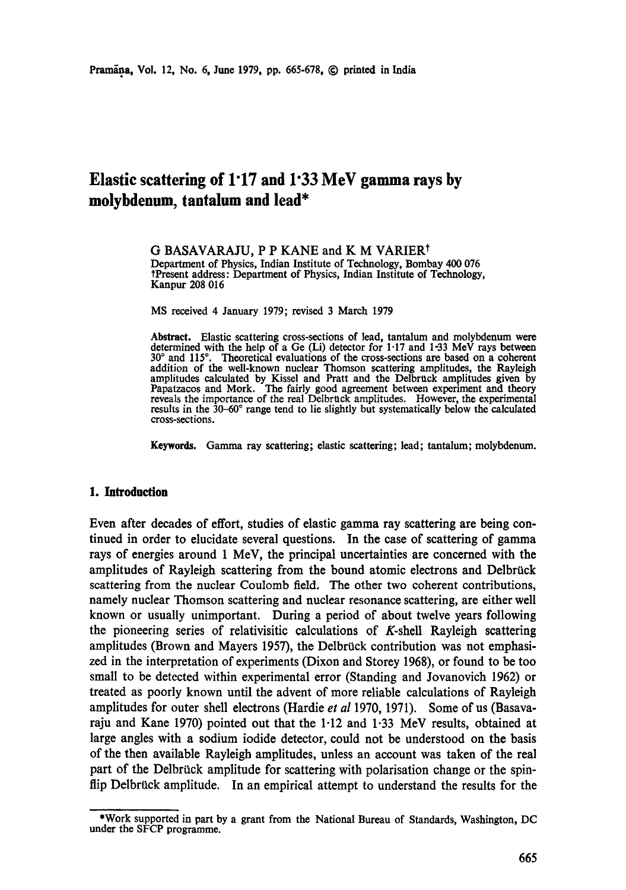# Elastic scattering of 1·17 and 1·33 MeV gamma rays by molybdenum, tantalum and lead*

G BASAVARAJU, P P KANE and K M VARIER[†]

Department of Physics, Indian Institute of Technology, Bombay 400 076

[†]Present address: Department of Physics, Indian Institute of Technology, Kanpur 208 016

MS received 4 January 1979; revised 3 March 1979

**Abstract.** Elastic scattering cross-sections of lead, tantalum and molybdenum were determined with the help of a Ge (Li) detector for 1·17 and 1·33 MeV rays between 30° and 115°. Theoretical evaluations of the cross-sections are based on a coherent addition of the well-known nuclear Thomson scattering amplitudes, the Rayleigh amplitudes calculated by Kissel and Pratt and the Delbrück amplitudes given by Papatzacos and Mork. The fairly good agreement between experiment and theory reveals the importance of the real Delbrück amplitudes. However, the experimental results in the 30–60° range tend to lie slightly but systematically below the calculated cross-sections.

**Keywords.** Gamma ray scattering; elastic scattering; lead; tantalum; molybdenum.

## 1. Introduction

Even after decades of effort, studies of elastic gamma ray scattering are being continued in order to elucidate several questions. In the case of scattering of gamma rays of energies around 1 MeV, the principal uncertainties are concerned with the amplitudes of Rayleigh scattering from the bound atomic electrons and Delbrück scattering from the nuclear Coulomb field. The other two coherent contributions, namely nuclear Thomson scattering and nuclear resonance scattering, are either well known or usually unimportant. During a period of about twelve years following the pioneering series of relativisitic calculations of *K*-shell Rayleigh scattering amplitudes (Brown and Mayers 1957), the Delbrück contribution was not emphasized in the interpretation of experiments (Dixon and Storey 1968), or found to be too small to be detected within experimental error (Standing and Jovanovich 1962) or treated as poorly known until the advent of more reliable calculations of Rayleigh amplitudes for outer shell electrons (Hardie *et al* 1970, 1971). Some of us (Basavaraju and Kane 1970) pointed out that the 1·12 and 1·33 MeV results, obtained at large angles with a sodium iodide detector, could not be understood on the basis of the then available Rayleigh amplitudes, unless an account was taken of the real part of the Delbrück amplitude for scattering with polarisation change or the spin-flip Delbrück amplitude. In an empirical attempt to understand the results for the

*Work supported in part by a grant from the National Bureau of Standards, Washington, DC under the SFCP programme.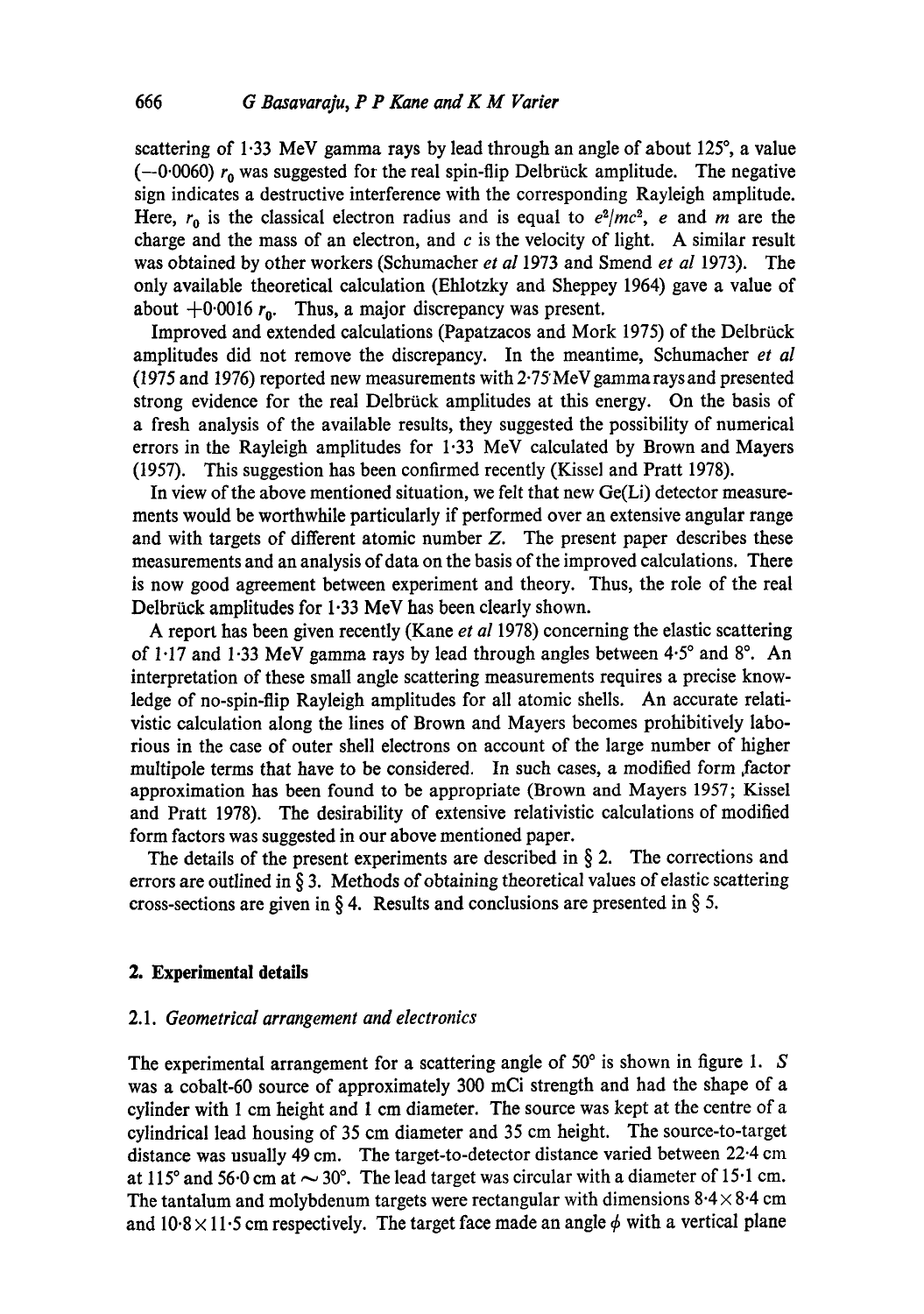scattering of 1·33 MeV gamma rays by lead through an angle of about 125°, a value (−0·0060) $r_0$ was suggested for the real spin-flip Delbrück amplitude. The negative sign indicates a destructive interference with the corresponding Rayleigh amplitude. Here, $r_0$ is the classical electron radius and is equal to $e^2/mc^2$, $e$ and $m$ are the charge and the mass of an electron, and $c$ is the velocity of light. A similar result was obtained by other workers (Schumacher *et al* 1973 and Smend *et al* 1973). The only available theoretical calculation (Ehlotzky and Sheppey 1964) gave a value of about +0·0016 $r_0$. Thus, a major discrepancy was present.

Improved and extended calculations (Papatzacos and Mork 1975) of the Delbrück amplitudes did not remove the discrepancy. In the meantime, Schumacher *et al* (1975 and 1976) reported new measurements with 2·75 MeV gamma rays and presented strong evidence for the real Delbrück amplitudes at this energy. On the basis of a fresh analysis of the available results, they suggested the possibility of numerical errors in the Rayleigh amplitudes for 1·33 MeV calculated by Brown and Mayers (1957). This suggestion has been confirmed recently (Kissel and Pratt 1978).

In view of the above mentioned situation, we felt that new Ge(Li) detector measurements would be worthwhile particularly if performed over an extensive angular range and with targets of different atomic number $Z$. The present paper describes these measurements and an analysis of data on the basis of the improved calculations. There is now good agreement between experiment and theory. Thus, the role of the real Delbrück amplitudes for 1·33 MeV has been clearly shown.

A report has been given recently (Kane *et al* 1978) concerning the elastic scattering of 1·17 and 1·33 MeV gamma rays by lead through angles between 4·5° and 8°. An interpretation of these small angle scattering measurements requires a precise knowledge of no-spin-flip Rayleigh amplitudes for all atomic shells. An accurate relativistic calculation along the lines of Brown and Mayers becomes prohibitively laborious in the case of outer shell electrons on account of the large number of higher multipole terms that have to be considered. In such cases, a modified form factor approximation has been found to be appropriate (Brown and Mayers 1957; Kissel and Pratt 1978). The desirability of extensive relativistic calculations of modified form factors was suggested in our above mentioned paper.

The details of the present experiments are described in § 2. The corrections and errors are outlined in § 3. Methods of obtaining theoretical values of elastic scattering cross-sections are given in § 4. Results and conclusions are presented in § 5.

## 2. Experimental details

### 2.1. Geometrical arrangement and electronics

The experimental arrangement for a scattering angle of 50° is shown in figure 1. $S$ was a cobalt-60 source of approximately 300 mCi strength and had the shape of a cylinder with 1 cm height and 1 cm diameter. The source was kept at the centre of a cylindrical lead housing of 35 cm diameter and 35 cm height. The source-to-target distance was usually 49 cm. The target-to-detector distance varied between 22·4 cm at 115° and 56·0 cm at $\sim$ 30°. The lead target was circular with a diameter of 15·1 cm. The tantalum and molybdenum targets were rectangular with dimensions 8·4 × 8·4 cm and 10·8 × 11·5 cm respectively. The target face made an angle $\phi$ with a vertical plane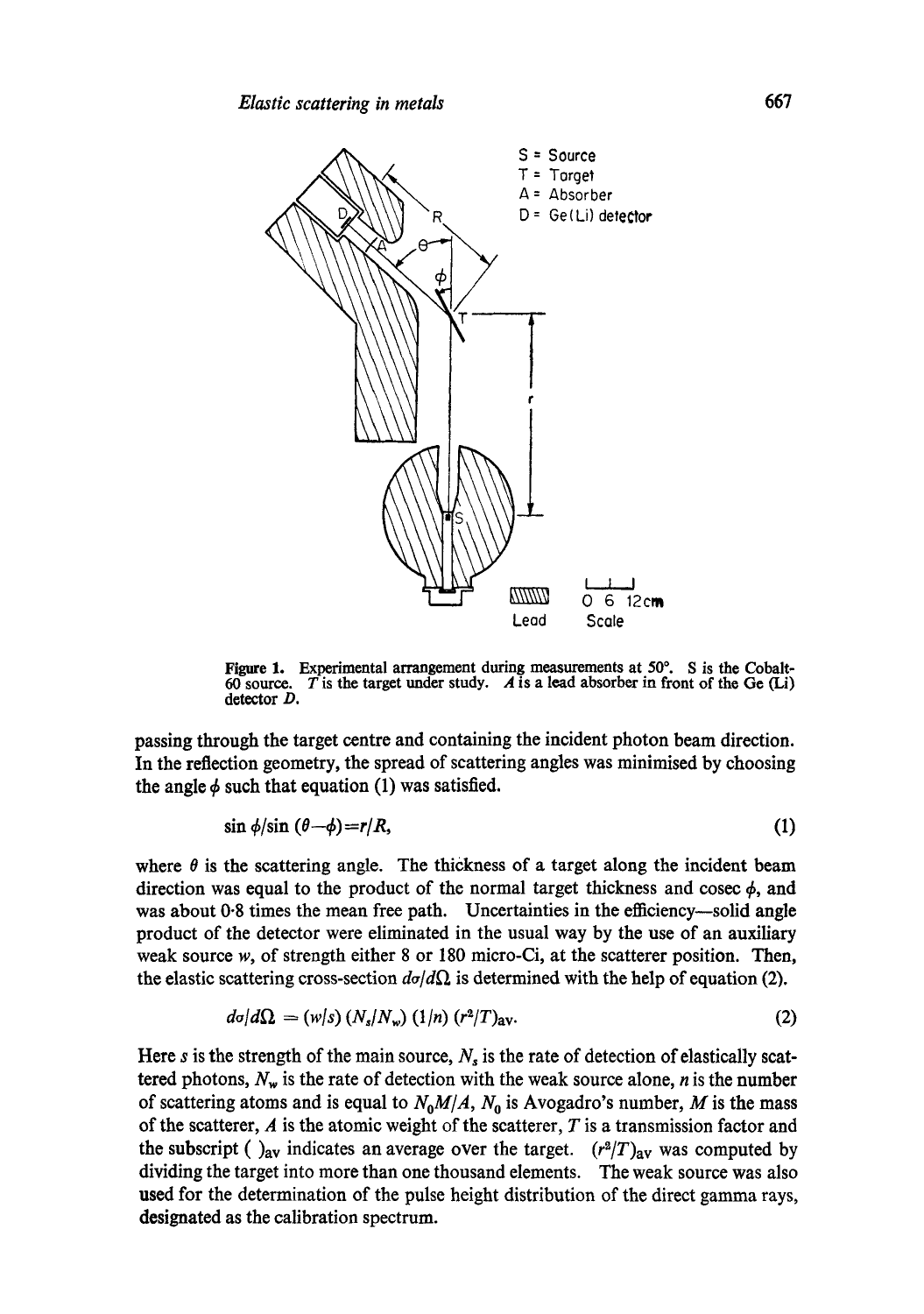Figure 1. Experimental arrangement during measurements at 50°. S is the Cobalt-60 source. $T$ is the target under study. $A$ is a lead absorber in front of the Ge (Li) detector $D$.

passing through the target centre and containing the incident photon beam direction. In the reflection geometry, the spread of scattering angles was minimised by choosing the angle $\phi$ such that equation (1) was satisfied.

$$\sin \phi / \sin (\theta - \phi) = r/R, \tag{1}$$

where $\theta$ is the scattering angle. The thickness of a target along the incident beam direction was equal to the product of the normal target thickness and cosec $\phi$, and was about 0·8 times the mean free path. Uncertainties in the efficiency—solid angle product of the detector were eliminated in the usual way by the use of an auxiliary weak source $w$, of strength either 8 or 180 micro-Ci, at the scatterer position. Then, the elastic scattering cross-section $d\sigma/d\Omega$ is determined with the help of equation (2).

$$d\sigma/d\Omega = (w/s)\,(N_s/N_w)\,(1/n)\,(r^2/T)_{\text{av}}. \tag{2}$$

Here $s$ is the strength of the main source, $N_s$ is the rate of detection of elastically scattered photons, $N_w$ is the rate of detection with the weak source alone, $n$ is the number of scattering atoms and is equal to $N_0M/A$, $N_0$ is Avogadro's number, $M$ is the mass of the scatterer, $A$ is the atomic weight of the scatterer, $T$ is a transmission factor and the subscript $(\ )_{\text{av}}$ indicates an average over the target. $(r^2/T)_{\text{av}}$ was computed by dividing the target into more than one thousand elements. The weak source was also used for the determination of the pulse height distribution of the direct gamma rays, designated as the calibration spectrum.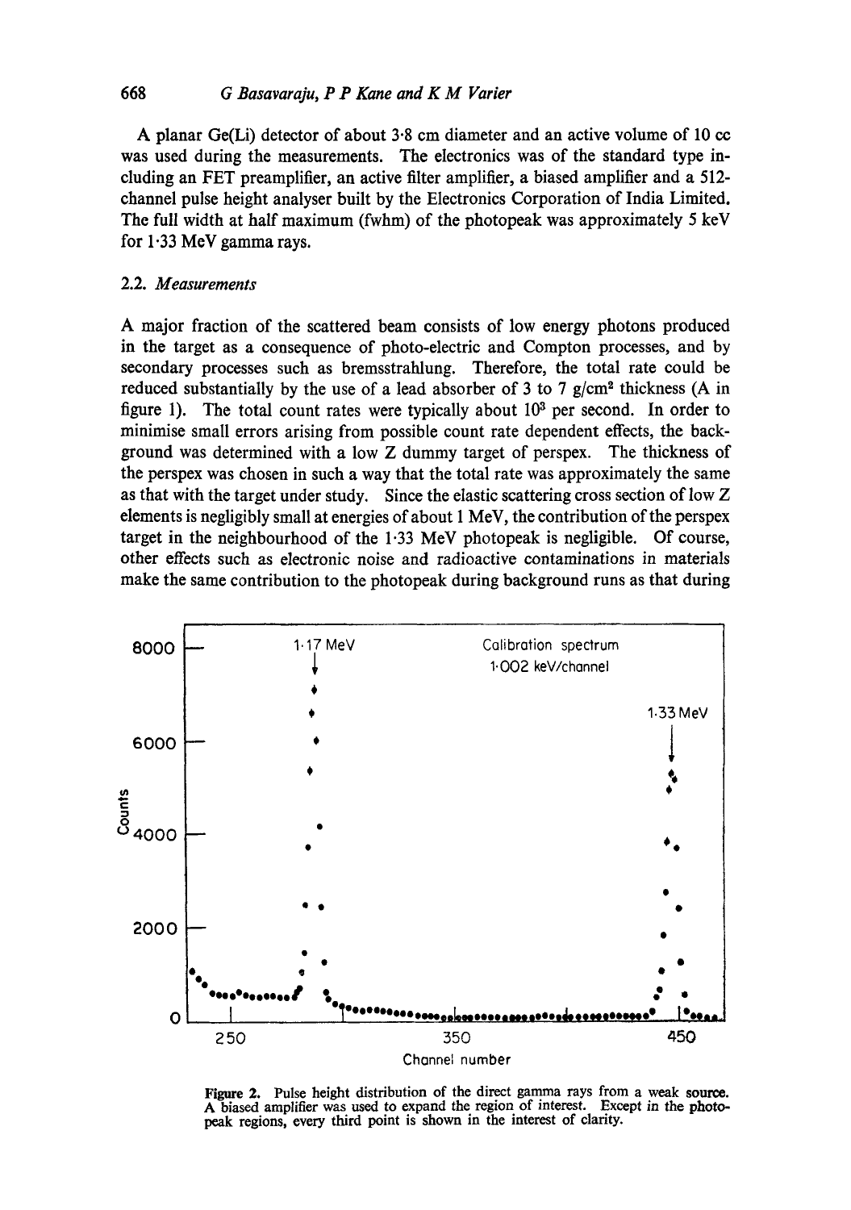A planar Ge(Li) detector of about 3·8 cm diameter and an active volume of 10 cc was used during the measurements. The electronics was of the standard type including an FET preamplifier, an active filter amplifier, a biased amplifier and a 512-channel pulse height analyser built by the Electronics Corporation of India Limited. The full width at half maximum (fwhm) of the photopeak was approximately 5 keV for 1·33 MeV gamma rays.

### 2.2. *Measurements*

A major fraction of the scattered beam consists of low energy photons produced in the target as a consequence of photo-electric and Compton processes, and by secondary processes such as bremsstrahlung. Therefore, the total rate could be reduced substantially by the use of a lead absorber of 3 to 7 g/cm$^2$ thickness (A in figure 1). The total count rates were typically about $10^3$ per second. In order to minimise small errors arising from possible count rate dependent effects, the background was determined with a low Z dummy target of perspex. The thickness of the perspex was chosen in such a way that the total rate was approximately the same as that with the target under study. Since the elastic scattering cross section of low Z elements is negligibly small at energies of about 1 MeV, the contribution of the perspex target in the neighbourhood of the 1·33 MeV photopeak is negligible. Of course, other effects such as electronic noise and radioactive contaminations in materials make the same contribution to the photopeak during background runs as that during

**Figure 2.** Pulse height distribution of the direct gamma rays from a weak source. A biased amplifier was used to expand the region of interest. Except in the photopeak regions, every third point is shown in the interest of clarity.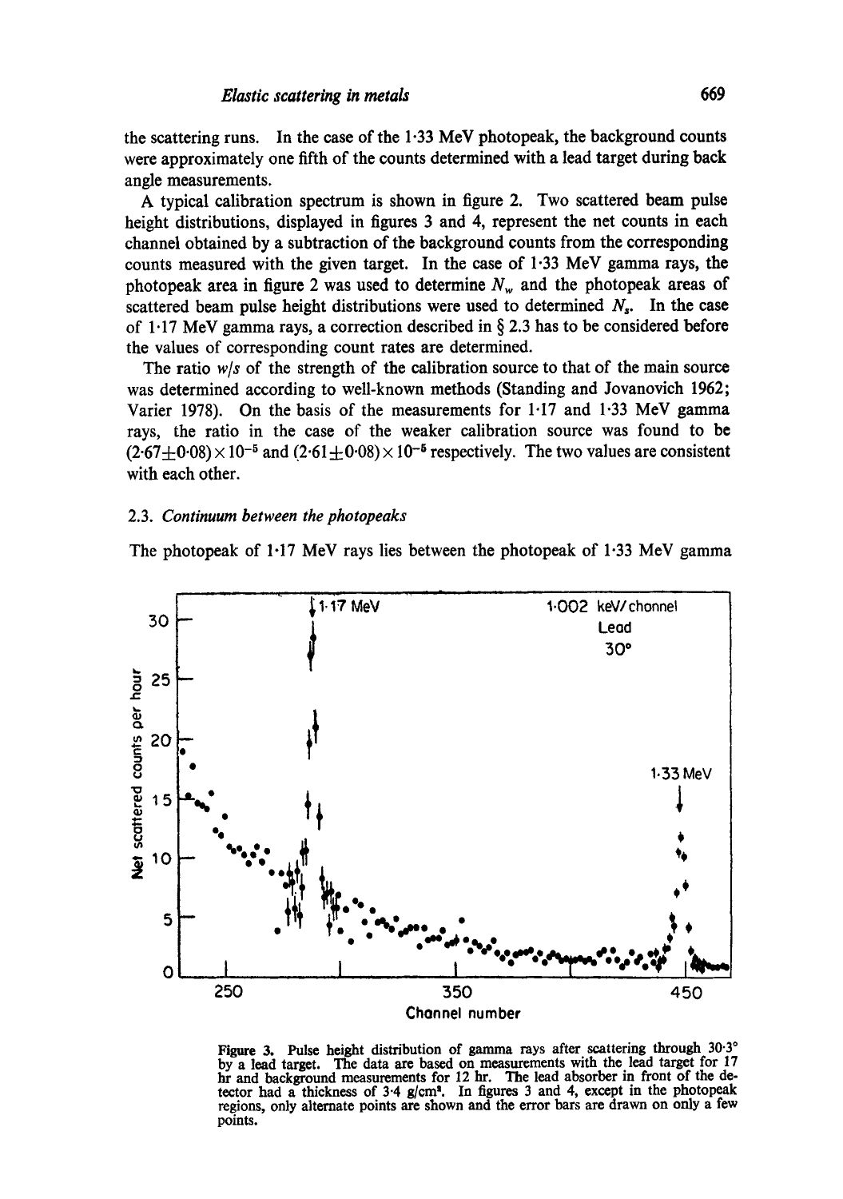the scattering runs. In the case of the 1·33 MeV photopeak, the background counts were approximately one fifth of the counts determined with a lead target during back angle measurements.

A typical calibration spectrum is shown in figure 2. Two scattered beam pulse height distributions, displayed in figures 3 and 4, represent the net counts in each channel obtained by a subtraction of the background counts from the corresponding counts measured with the given target. In the case of 1·33 MeV gamma rays, the photopeak area in figure 2 was used to determine $N_w$ and the photopeak areas of scattered beam pulse height distributions were used to determined $N_s$. In the case of 1·17 MeV gamma rays, a correction described in § 2.3 has to be considered before the values of corresponding count rates are determined.

The ratio $w/s$ of the strength of the calibration source to that of the main source was determined according to well-known methods (Standing and Jovanovich 1962; Varier 1978). On the basis of the measurements for 1·17 and 1·33 MeV gamma rays, the ratio in the case of the weaker calibration source was found to be $(2{\cdot}67 \pm 0{\cdot}08) \times 10^{-5}$ and $(2{\cdot}61 \pm 0{\cdot}08) \times 10^{-5}$ respectively. The two values are consistent with each other.

### 2.3. *Continuum between the photopeaks*

The photopeak of 1·17 MeV rays lies between the photopeak of 1·33 MeV gamma

Figure 3. Pulse height distribution of gamma rays after scattering through 30·3° by a lead target. The data are based on measurements with the lead target for 17 hr and background measurements for 12 hr. The lead absorber in front of the detector had a thickness of 3·4 g/cm². In figures 3 and 4, except in the photopeak regions, only alternate points are shown and the error bars are drawn on only a few points.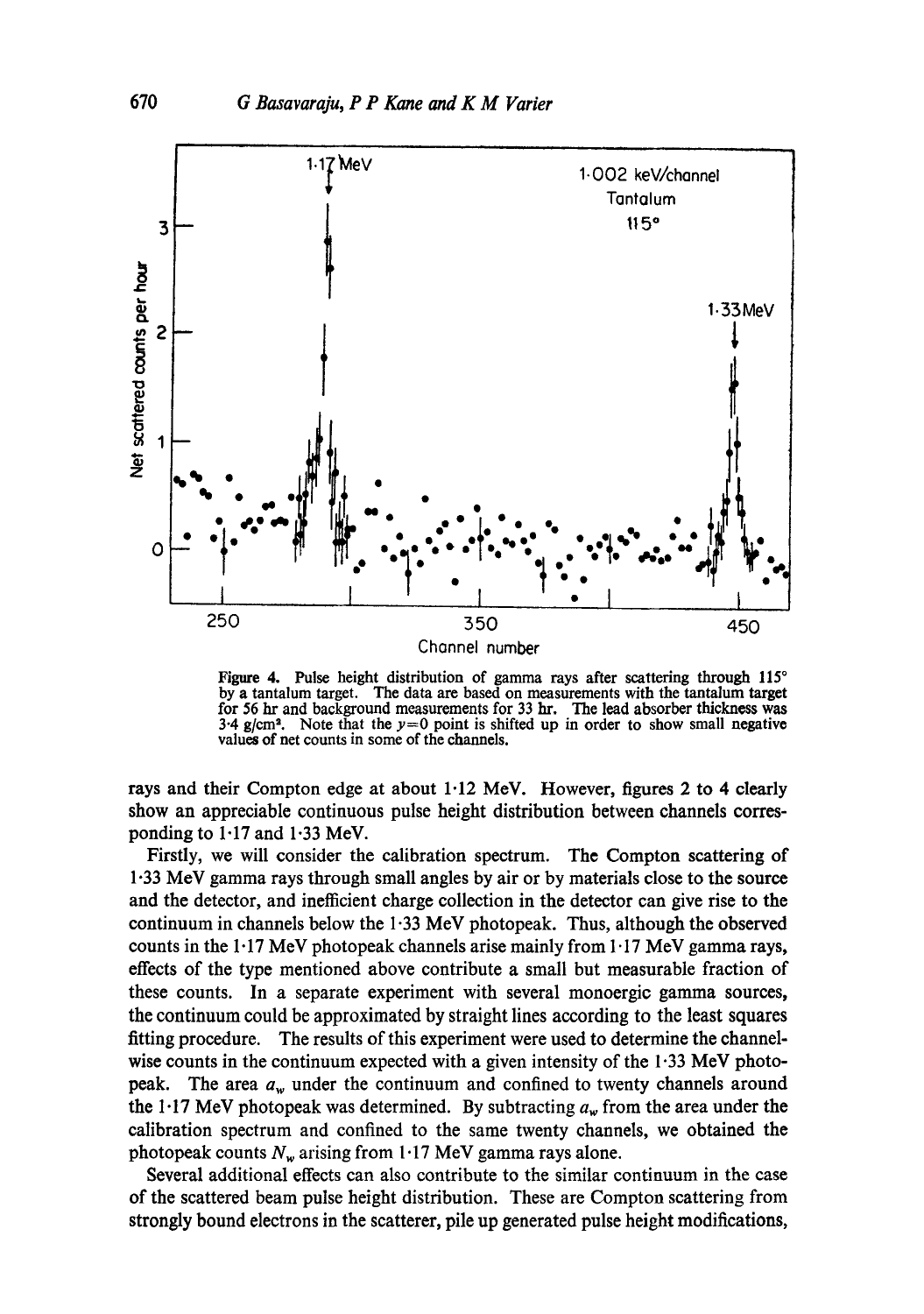Figure 4. Pulse height distribution of gamma rays after scattering through 115° by a tantalum target. The data are based on measurements with the tantalum target for 56 hr and background measurements for 33 hr. The lead absorber thickness was 3·4 g/cm². Note that the $y=0$ point is shifted up in order to show small negative values of net counts in some of the channels.

rays and their Compton edge at about 1·12 MeV. However, figures 2 to 4 clearly show an appreciable continuous pulse height distribution between channels corresponding to 1·17 and 1·33 MeV.

Firstly, we will consider the calibration spectrum. The Compton scattering of 1·33 MeV gamma rays through small angles by air or by materials close to the source and the detector, and inefficient charge collection in the detector can give rise to the continuum in channels below the 1·33 MeV photopeak. Thus, although the observed counts in the 1·17 MeV photopeak channels arise mainly from 1·17 MeV gamma rays, effects of the type mentioned above contribute a small but measurable fraction of these counts. In a separate experiment with several monoergic gamma sources, the continuum could be approximated by straight lines according to the least squares fitting procedure. The results of this experiment were used to determine the channel-wise counts in the continuum expected with a given intensity of the 1·33 MeV photopeak. The area $a_w$ under the continuum and confined to twenty channels around the 1·17 MeV photopeak was determined. By subtracting $a_w$ from the area under the calibration spectrum and confined to the same twenty channels, we obtained the photopeak counts $N_w$ arising from 1·17 MeV gamma rays alone.

Several additional effects can also contribute to the similar continuum in the case of the scattered beam pulse height distribution. These are Compton scattering from strongly bound electrons in the scatterer, pile up generated pulse height modifications,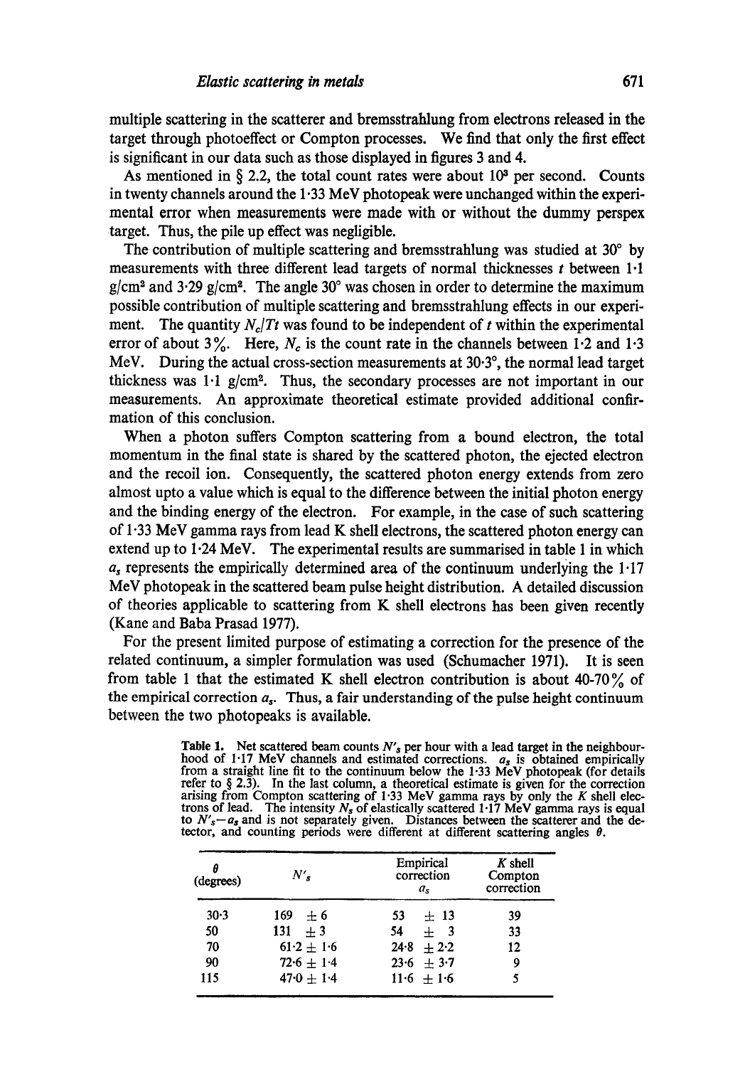multiple scattering in the scatterer and bremsstrahlung from electrons released in the target through photoeffect or Compton processes. We find that only the first effect is significant in our data such as those displayed in figures 3 and 4.

As mentioned in § 2.2, the total count rates were about $10^3$ per second. Counts in twenty channels around the 1·33 MeV photopeak were unchanged within the experimental error when measurements were made with or without the dummy perspex target. Thus, the pile up effect was negligible.

The contribution of multiple scattering and bremsstrahlung was studied at 30° by measurements with three different lead targets of normal thicknesses $t$ between 1·1 g/cm$^2$ and 3·29 g/cm$^2$. The angle 30° was chosen in order to determine the maximum possible contribution of multiple scattering and bremsstrahlung effects in our experiment. The quantity $N_c/Tt$ was found to be independent of $t$ within the experimental error of about 3%. Here, $N_c$ is the count rate in the channels between 1·2 and 1·3 MeV. During the actual cross-section measurements at 30·3°, the normal lead target thickness was 1·1 g/cm$^2$. Thus, the secondary processes are not important in our measurements. An approximate theoretical estimate provided additional confirmation of this conclusion.

When a photon suffers Compton scattering from a bound electron, the total momentum in the final state is shared by the scattered photon, the ejected electron and the recoil ion. Consequently, the scattered photon energy extends from zero almost upto a value which is equal to the difference between the initial photon energy and the binding energy of the electron. For example, in the case of such scattering of 1·33 MeV gamma rays from lead K shell electrons, the scattered photon energy can extend up to 1·24 MeV. The experimental results are summarised in table 1 in which $a_s$ represents the empirically determined area of the continuum underlying the 1·17 MeV photopeak in the scattered beam pulse height distribution. A detailed discussion of theories applicable to scattering from K shell electrons has been given recently (Kane and Baba Prasad 1977).

For the present limited purpose of estimating a correction for the presence of the related continuum, a simpler formulation was used (Schumacher 1971). It is seen from table 1 that the estimated K shell electron contribution is about 40-70% of the empirical correction $a_s$. Thus, a fair understanding of the pulse height continuum between the two photopeaks is available.

**Table 1.** Net scattered beam counts $N'_s$ per hour with a lead target in the neighbourhood of 1·17 MeV channels and estimated corrections. $a_s$ is obtained empirically from a straight line fit to the continuum below the 1·33 MeV photopeak (for details refer to § 2.3). In the last column, a theoretical estimate is given for the correction arising from Compton scattering of 1·33 MeV gamma rays by only the $K$ shell electrons of lead. The intensity $N_s$ of elastically scattered 1·17 MeV gamma rays is equal to $N'_s - a_s$ and is not separately given. Distances between the scatterer and the detector, and counting periods were different at different scattering angles $\theta$.

| $\theta$ (degrees) | $N'_s$ | Empirical correction $a_s$ | $K$ shell Compton correction |
|---|---|---|---|
| 30·3 | 169 ± 6 | 53 ± 13 | 39 |
| 50 | 131 ± 3 | 54 ± 3 | 33 |
| 70 | 61·2 ± 1·6 | 24·8 ± 2·2 | 12 |
| 90 | 72·6 ± 1·4 | 23·6 ± 3·7 | 9 |
| 115 | 47·0 ± 1·4 | 11·6 ± 1·6 | 5 |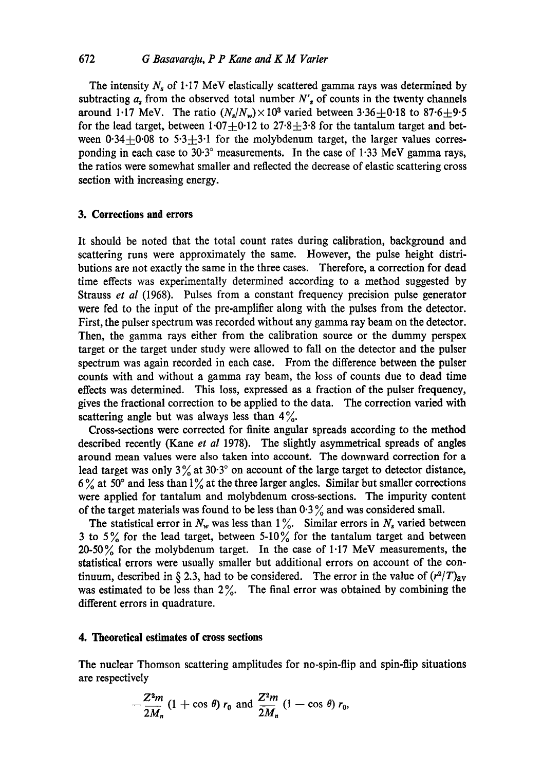The intensity $N_s$ of 1·17 MeV elastically scattered gamma rays was determined by subtracting $a_s$ from the observed total number $N'_s$ of counts in the twenty channels around 1·17 MeV. The ratio $(N_s/N_w)\times 10^3$ varied between $3{\cdot}36\pm 0{\cdot}18$ to $87{\cdot}6\pm 9{\cdot}5$ for the lead target, between $1{\cdot}07\pm 0{\cdot}12$ to $27{\cdot}8\pm 3{\cdot}8$ for the tantalum target and between $0{\cdot}34\pm 0{\cdot}08$ to $5{\cdot}3\pm 3{\cdot}1$ for the molybdenum target, the larger values corresponding in each case to 30·3° measurements. In the case of 1·33 MeV gamma rays, the ratios were somewhat smaller and reflected the decrease of elastic scattering cross section with increasing energy.

## 3. Corrections and errors

It should be noted that the total count rates during calibration, background and scattering runs were approximately the same. However, the pulse height distributions are not exactly the same in the three cases. Therefore, a correction for dead time effects was experimentally determined according to a method suggested by Strauss *et al* (1968). Pulses from a constant frequency precision pulse generator were fed to the input of the pre-amplifier along with the pulses from the detector. First, the pulser spectrum was recorded without any gamma ray beam on the detector. Then, the gamma rays either from the calibration source or the dummy perspex target or the target under study were allowed to fall on the detector and the pulser spectrum was again recorded in each case. From the difference between the pulser counts with and without a gamma ray beam, the loss of counts due to dead time effects was determined. This loss, expressed as a fraction of the pulser frequency, gives the fractional correction to be applied to the data. The correction varied with scattering angle but was always less than 4%.

Cross-sections were corrected for finite angular spreads according to the method described recently (Kane *et al* 1978). The slightly asymmetrical spreads of angles around mean values were also taken into account. The downward correction for a lead target was only 3% at 30·3° on account of the large target to detector distance, 6% at 50° and less than 1% at the three larger angles. Similar but smaller corrections were applied for tantalum and molybdenum cross-sections. The impurity content of the target materials was found to be less than 0·3% and was considered small.

The statistical error in $N_w$ was less than 1%. Similar errors in $N_s$ varied between 3 to 5% for the lead target, between 5-10% for the tantalum target and between 20-50% for the molybdenum target. In the case of 1·17 MeV measurements, the statistical errors were usually smaller but additional errors on account of the continuum, described in § 2.3, had to be considered. The error in the value of $(r^2/T)_{av}$ was estimated to be less than 2%. The final error was obtained by combining the different errors in quadrature.

## 4. Theoretical estimates of cross sections

The nuclear Thomson scattering amplitudes for no-spin-flip and spin-flip situations are respectively

$$-\frac{Z^2 m}{2M_n}\,(1+\cos\theta)\,r_0 \text{ and } \frac{Z^2 m}{2M_n}\,(1-\cos\theta)\,r_0,$$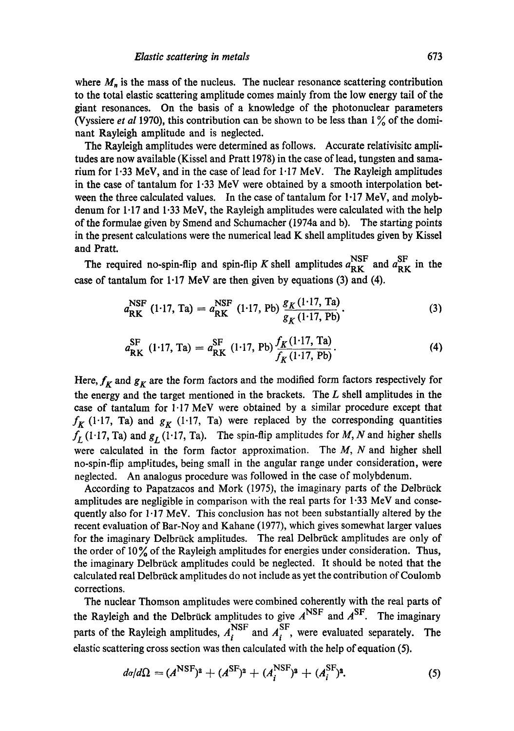where $M_n$ is the mass of the nucleus. The nuclear resonance scattering contribution to the total elastic scattering amplitude comes mainly from the low energy tail of the giant resonances. On the basis of a knowledge of the photonuclear parameters (Vyssiere *et al* 1970), this contribution can be shown to be less than 1% of the dominant Rayleigh amplitude and is neglected.

The Rayleigh amplitudes were determined as follows. Accurate relativisitc amplitudes are now available (Kissel and Pratt 1978) in the case of lead, tungsten and samarium for 1·33 MeV, and in the case of lead for 1·17 MeV. The Rayleigh amplitudes in the case of tantalum for 1·33 MeV were obtained by a smooth interpolation between the three calculated values. In the case of tantalum for 1·17 MeV, and molybdenum for 1·17 and 1·33 MeV, the Rayleigh amplitudes were calculated with the help of the formulae given by Smend and Schumacher (1974a and b). The starting points in the present calculations were the numerical lead K shell amplitudes given by Kissel and Pratt.

The required no-spin-flip and spin-flip $K$ shell amplitudes $a_{\text{RK}}^{\text{NSF}}$ and $a_{\text{RK}}^{\text{SF}}$ in the case of tantalum for 1·17 MeV are then given by equations (3) and (4).

$$a_{\text{RK}}^{\text{NSF}}\,(1\cdot17,\,\text{Ta}) = a_{\text{RK}}^{\text{NSF}}\,(1\cdot17,\,\text{Pb})\,\frac{g_K\,(1\cdot17,\,\text{Ta})}{g_K\,(1\cdot17,\,\text{Pb})}. \tag{3}$$

$$a_{\text{RK}}^{\text{SF}}\,(1\cdot17,\,\text{Ta}) = a_{\text{RK}}^{\text{SF}}\,(1\cdot17,\,\text{Pb})\,\frac{f_K\,(1\cdot17,\,\text{Ta})}{f_K\,(1\cdot17,\,\text{Pb})}. \tag{4}$$

Here, $f_K$ and $g_K$ are the form factors and the modified form factors respectively for the energy and the target mentioned in the brackets. The $L$ shell amplitudes in the case of tantalum for 1·17 MeV were obtained by a similar procedure except that $f_K$ (1·17, Ta) and $g_K$ (1·17, Ta) were replaced by the corresponding quantities $f_L$ (1·17, Ta) and $g_L$ (1·17, Ta). The spin-flip amplitudes for $M$, $N$ and higher shells were calculated in the form factor approximation. The $M$, $N$ and higher shell no-spin-flip amplitudes, being small in the angular range under consideration, were neglected. An analogus procedure was followed in the case of molybdenum.

According to Papatzacos and Mork (1975), the imaginary parts of the Delbrück amplitudes are negligible in comparison with the real parts for 1·33 MeV and consequently also for 1·17 MeV. This conclusion has not been substantially altered by the recent evaluation of Bar-Noy and Kahane (1977), which gives somewhat larger values for the imaginary Delbrück amplitudes. The real Delbrück amplitudes are only of the order of 10% of the Rayleigh amplitudes for energies under consideration. Thus, the imaginary Delbrück amplitudes could be neglected. It should be noted that the calculated real Delbrück amplitudes do not include as yet the contribution of Coulomb corrections.

The nuclear Thomson amplitudes were combined coherently with the real parts of the Rayleigh and the Delbrück amplitudes to give $A^{\text{NSF}}$ and $A^{\text{SF}}$. The imaginary parts of the Rayleigh amplitudes, $A_i^{\text{NSF}}$ and $A_i^{\text{SF}}$, were evaluated separately. The elastic scattering cross section was then calculated with the help of equation (5).

$$d\sigma/d\Omega = (A^{\text{NSF}})^2 + (A^{\text{SF}})^2 + (A_i^{\text{NSF}})^2 + (A_i^{\text{SF}})^2. \tag{5}$$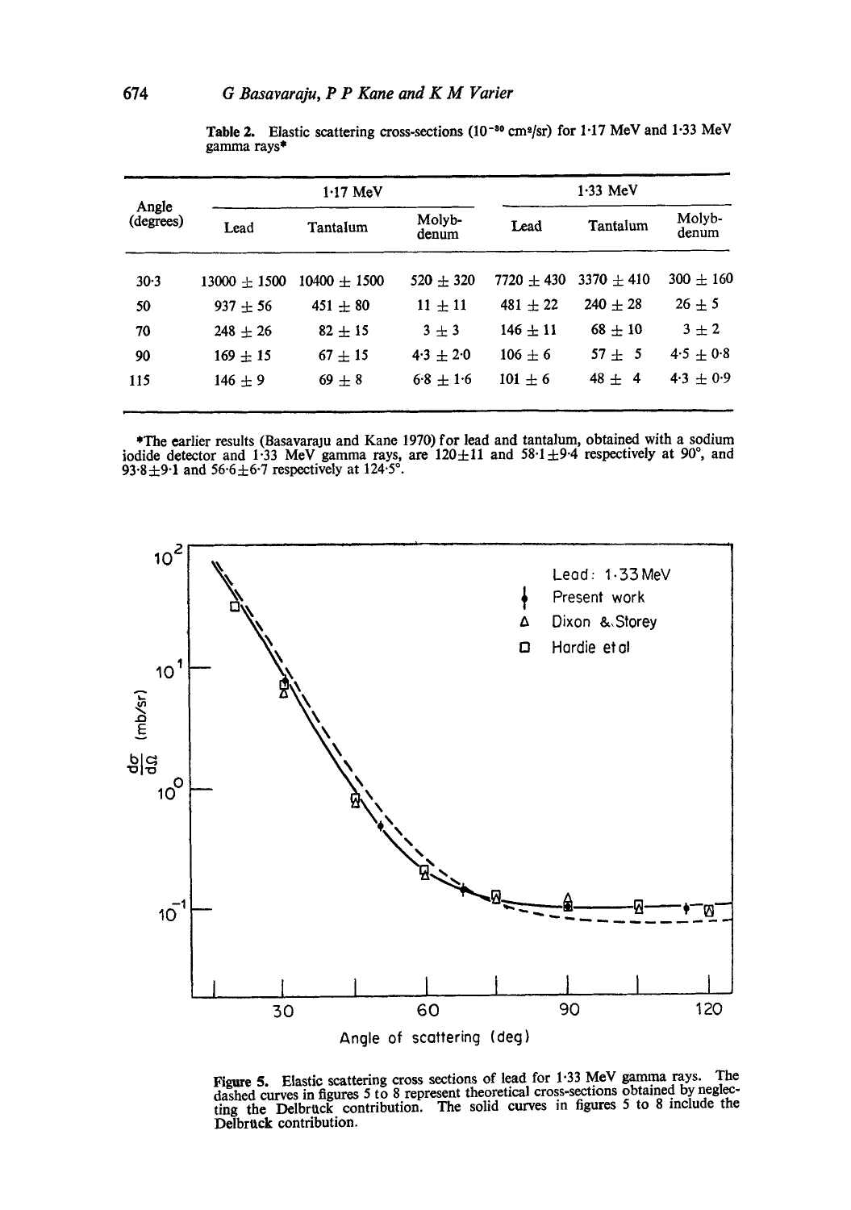**Table 2.** Elastic scattering cross-sections ($10^{-30}$ cm$^2$/sr) for 1·17 MeV and 1·33 MeV gamma rays*

| Angle (degrees) | 1·17 MeV | | | 1·33 MeV | | |
|---|---|---|---|---|---|---|
| | Lead | Tantalum | Molybdenum | Lead | Tantalum | Molybdenum |
| 30·3 | 13000 ± 1500 | 10400 ± 1500 | 520 ± 320 | 7720 ± 430 | 3370 ± 410 | 300 ± 160 |
| 50 | 937 ± 56 | 451 ± 80 | 11 ± 11 | 481 ± 22 | 240 ± 28 | 26 ± 5 |
| 70 | 248 ± 26 | 82 ± 15 | 3 ± 3 | 146 ± 11 | 68 ± 10 | 3 ± 2 |
| 90 | 169 ± 15 | 67 ± 15 | 4·3 ± 2·0 | 106 ± 6 | 57 ± 5 | 4·5 ± 0·8 |
| 115 | 146 ± 9 | 69 ± 8 | 6·8 ± 1·6 | 101 ± 6 | 48 ± 4 | 4·3 ± 0·9 |

*The earlier results (Basavaraju and Kane 1970) for lead and tantalum, obtained with a sodium iodide detector and 1·33 MeV gamma rays, are 120±11 and 58·1±9·4 respectively at 90°, and 93·8±9·1 and 56·6±6·7 respectively at 124·5°.

**Figure 5.** Elastic scattering cross sections of lead for 1·33 MeV gamma rays. The dashed curves in figures 5 to 8 represent theoretical cross-sections obtained by neglecting the Delbrück contribution. The solid curves in figures 5 to 8 include the Delbrück contribution.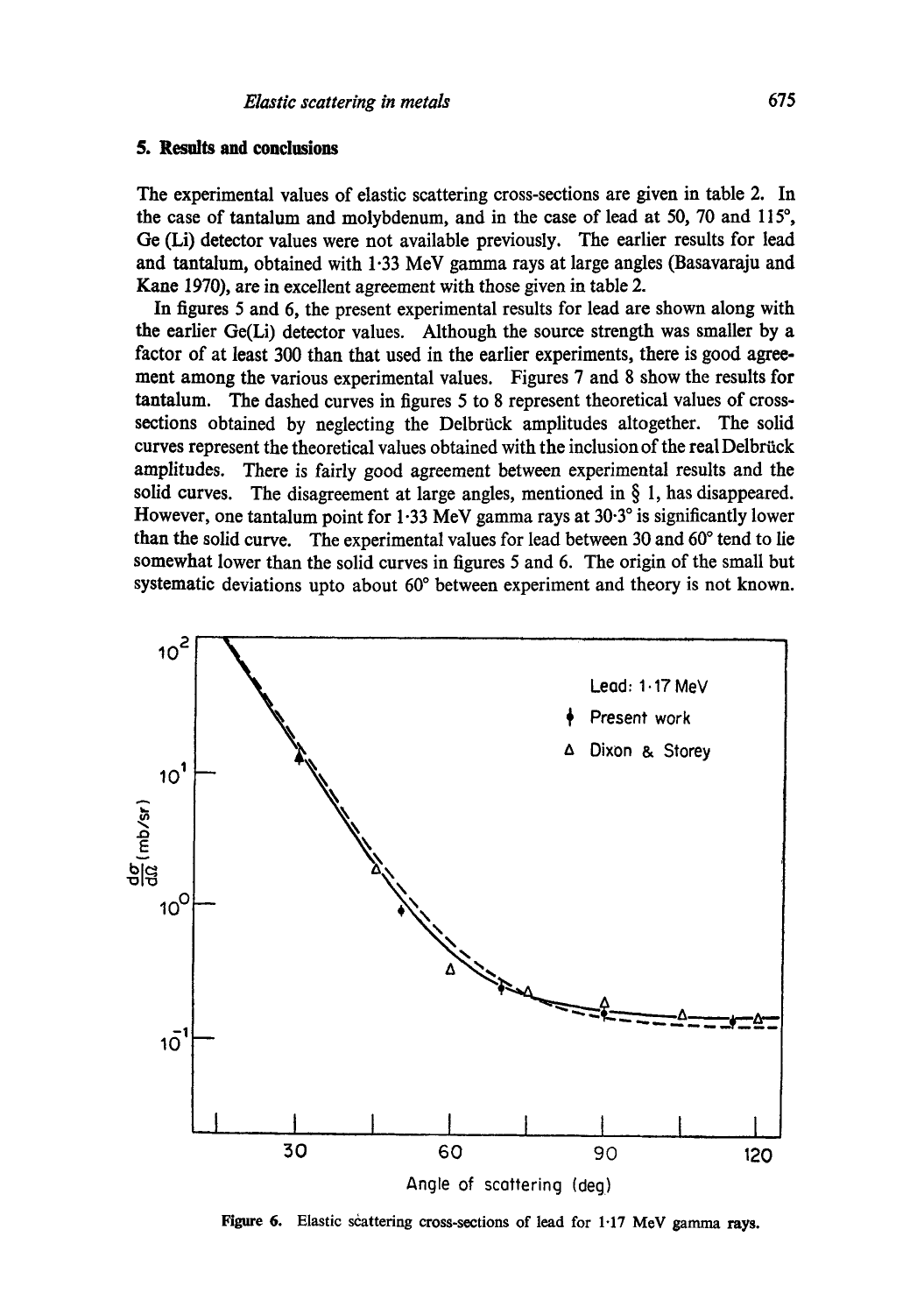## 5. Results and conclusions

The experimental values of elastic scattering cross-sections are given in table 2. In the case of tantalum and molybdenum, and in the case of lead at 50, 70 and 115°, Ge (Li) detector values were not available previously. The earlier results for lead and tantalum, obtained with 1·33 MeV gamma rays at large angles (Basavaraju and Kane 1970), are in excellent agreement with those given in table 2.

In figures 5 and 6, the present experimental results for lead are shown along with the earlier Ge(Li) detector values. Although the source strength was smaller by a factor of at least 300 than that used in the earlier experiments, there is good agreement among the various experimental values. Figures 7 and 8 show the results for tantalum. The dashed curves in figures 5 to 8 represent theoretical values of cross-sections obtained by neglecting the Delbrück amplitudes altogether. The solid curves represent the theoretical values obtained with the inclusion of the real Delbrück amplitudes. There is fairly good agreement between experimental results and the solid curves. The disagreement at large angles, mentioned in § 1, has disappeared. However, one tantalum point for 1·33 MeV gamma rays at 30·3° is significantly lower than the solid curve. The experimental values for lead between 30 and 60° tend to lie somewhat lower than the solid curves in figures 5 and 6. The origin of the small but systematic deviations upto about 60° between experiment and theory is not known.

Figure 6. Elastic scattering cross-sections of lead for 1·17 MeV gamma rays.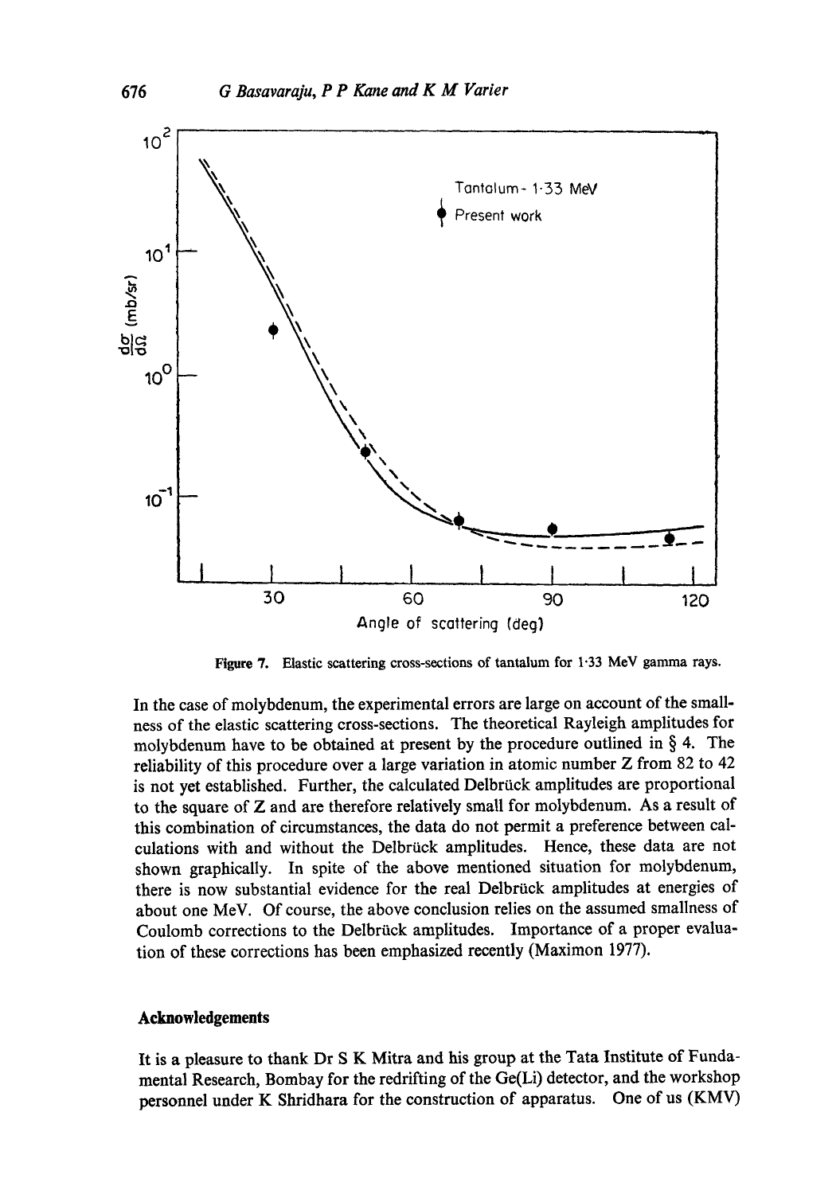Figure 7. Elastic scattering cross-sections of tantalum for 1·33 MeV gamma rays.

In the case of molybdenum, the experimental errors are large on account of the smallness of the elastic scattering cross-sections. The theoretical Rayleigh amplitudes for molybdenum have to be obtained at present by the procedure outlined in § 4. The reliability of this procedure over a large variation in atomic number Z from 82 to 42 is not yet established. Further, the calculated Delbrück amplitudes are proportional to the square of Z and are therefore relatively small for molybdenum. As a result of this combination of circumstances, the data do not permit a preference between calculations with and without the Delbrück amplitudes. Hence, these data are not shown graphically. In spite of the above mentioned situation for molybdenum, there is now substantial evidence for the real Delbrück amplitudes at energies of about one MeV. Of course, the above conclusion relies on the assumed smallness of Coulomb corrections to the Delbrück amplitudes. Importance of a proper evaluation of these corrections has been emphasized recently (Maximon 1977).

## Acknowledgements

It is a pleasure to thank Dr S K Mitra and his group at the Tata Institute of Fundamental Research, Bombay for the redrifting of the Ge(Li) detector, and the workshop personnel under K Shridhara for the construction of apparatus. One of us (KMV)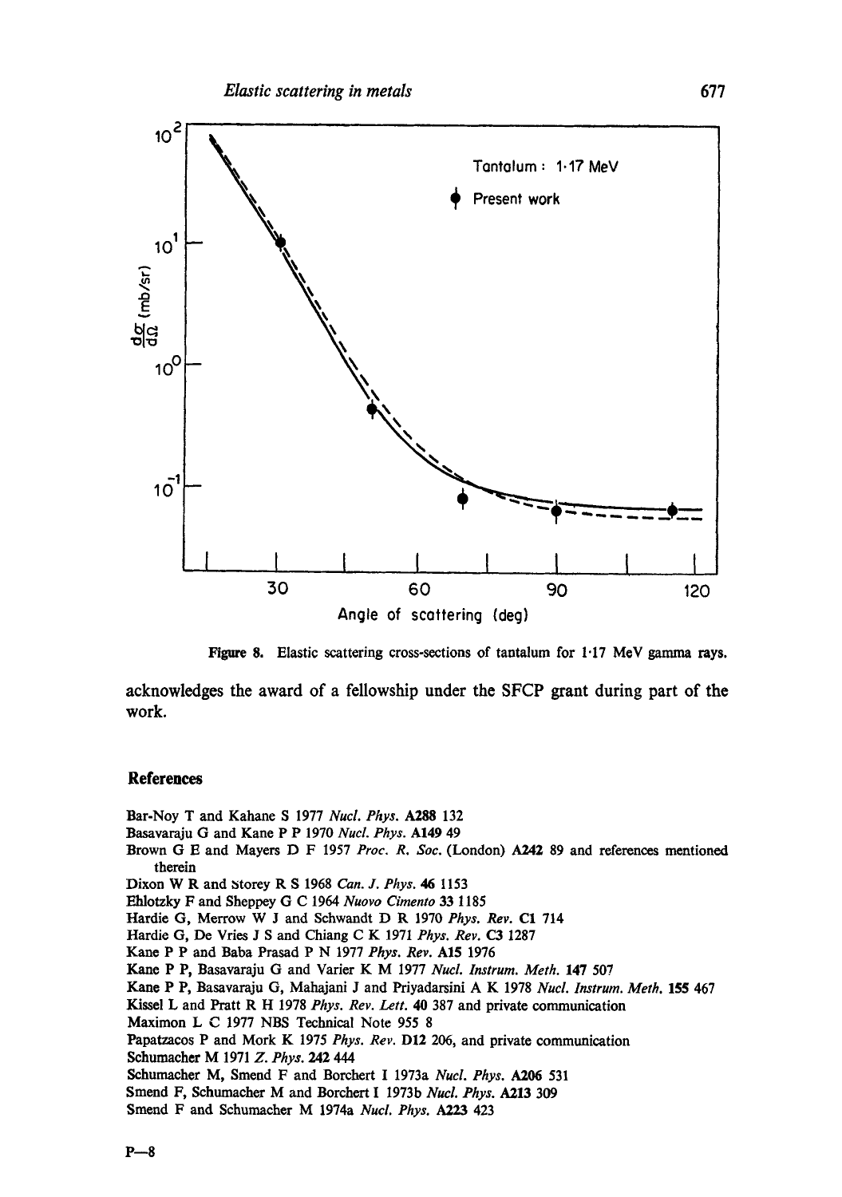Figure 8. Elastic scattering cross-sections of tantalum for 1·17 MeV gamma rays.

acknowledges the award of a fellowship under the SFCP grant during part of the work.

## References

Bar-Noy T and Kahane S 1977 *Nucl. Phys.* **A288** 132

Basavaraju G and Kane P P 1970 *Nucl. Phys.* **A149** 49

Brown G E and Mayers D F 1957 *Proc. R. Soc.* (London) **A242** 89 and references mentioned therein

Dixon W R and Storey R S 1968 *Can. J. Phys.* **46** 1153

Ehlotzky F and Sheppey G C 1964 *Nuovo Cimento* **33** 1185

Hardie G, Merrow W J and Schwandt D R 1970 *Phys. Rev.* **C1** 714

Hardie G, De Vries J S and Chiang C K 1971 *Phys. Rev.* **C3** 1287

Kane P P and Baba Prasad P N 1977 *Phys. Rev.* **A15** 1976

Kane P P, Basavaraju G and Varier K M 1977 *Nucl. Instrum. Meth.* **147** 507

Kane P P, Basavaraju G, Mahajani J and Priyadarsini A K 1978 *Nucl. Instrum. Meth.* **155** 467

Kissel L and Pratt R H 1978 *Phys. Rev. Lett.* **40** 387 and private communication

Maximon L C 1977 NBS Technical Note 955 8

Papatzacos P and Mork K 1975 *Phys. Rev.* **D12** 206, and private communication

Schumacher M 1971 *Z. Phys.* **242** 444

Schumacher M, Smend F and Borchert I 1973a *Nucl. Phys.* **A206** 531

Smend F, Schumacher M and Borchert I 1973b *Nucl. Phys.* **A213** 309

Smend F and Schumacher M 1974a *Nucl. Phys.* **A223** 423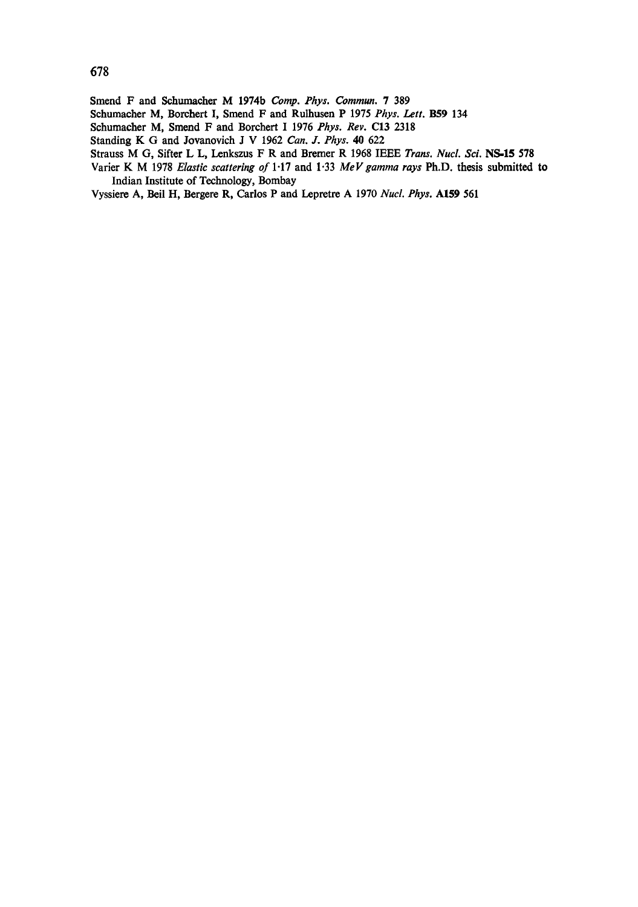Smend F and Schumacher M 1974b *Comp. Phys. Commun.* **7** 389

Schumacher M, Borchert I, Smend F and Rulhusen P 1975 *Phys. Lett.* **B59** 134

Schumacher M, Smend F and Borchert I 1976 *Phys. Rev.* **C13** 2318

Standing K G and Jovanovich J V 1962 *Can. J. Phys.* **40** 622

Strauss M G, Sifter L L, Lenkszus F R and Bremer R 1968 IEEE *Trans. Nucl. Sci.* **NS-15** 578

Varier K M 1978 *Elastic scattering of* 1·17 and 1·33 *MeV gamma rays* Ph.D. thesis submitted to Indian Institute of Technology, Bombay

Vyssiere A, Beil H, Bergere R, Carlos P and Lepretre A 1970 *Nucl. Phys.* **A159** 561